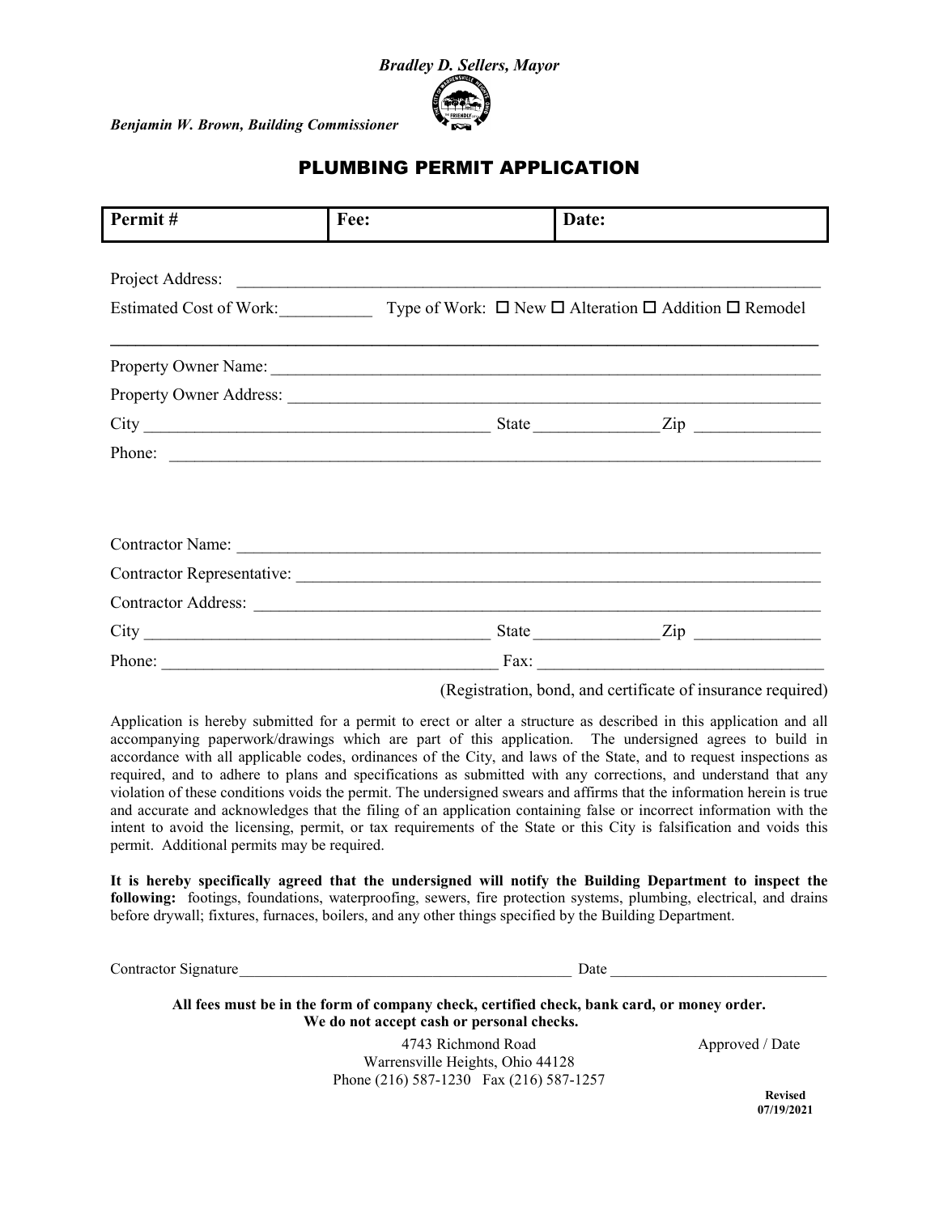*Bradley D. Sellers, Mayor*

*Benjamin W. Brown, Building Commissioner*

# PLUMBING PERMIT APPLICATION

| Permit # | Fee: | Date: |
|---|---|---|

Project Address: ___________________________________________________________________

Estimated Cost of Work:___________ Type of Work: ☐ New ☐ Alteration ☐ Addition ☐ Remodel

Property Owner Name: ______________________________________________________________

Property Owner Address: ____________________________________________________________

City ________________________________________ State ______________ Zip ______________

Phone: _____________________________________________________________________________

Contractor Name: __________________________________________________________________

Contractor Representative: ___________________________________________________________

Contractor Address: ________________________________________________________________

City ________________________________________ State ______________ Zip ______________

Phone: ______________________________________ Fax: _________________________________

(Registration, bond, and certificate of insurance required)

Application is hereby submitted for a permit to erect or alter a structure as described in this application and all accompanying paperwork/drawings which are part of this application. The undersigned agrees to build in accordance with all applicable codes, ordinances of the City, and laws of the State, and to request inspections as required, and to adhere to plans and specifications as submitted with any corrections, and understand that any violation of these conditions voids the permit. The undersigned swears and affirms that the information herein is true and accurate and acknowledges that the filing of an application containing false or incorrect information with the intent to avoid the licensing, permit, or tax requirements of the State or this City is falsification and voids this permit. Additional permits may be required.

**It is hereby specifically agreed that the undersigned will notify the Building Department to inspect the following:** footings, foundations, waterproofing, sewers, fire protection systems, plumbing, electrical, and drains before drywall; fixtures, furnaces, boilers, and any other things specified by the Building Department.

Contractor Signature__________________________________________ Date ___________________________

**All fees must be in the form of company check, certified check, bank card, or money order. We do not accept cash or personal checks.**

4743 Richmond Road
Warrensville Heights, Ohio 44128
Phone (216) 587-1230 Fax (216) 587-1257

Approved / Date

**Revised 07/19/2021**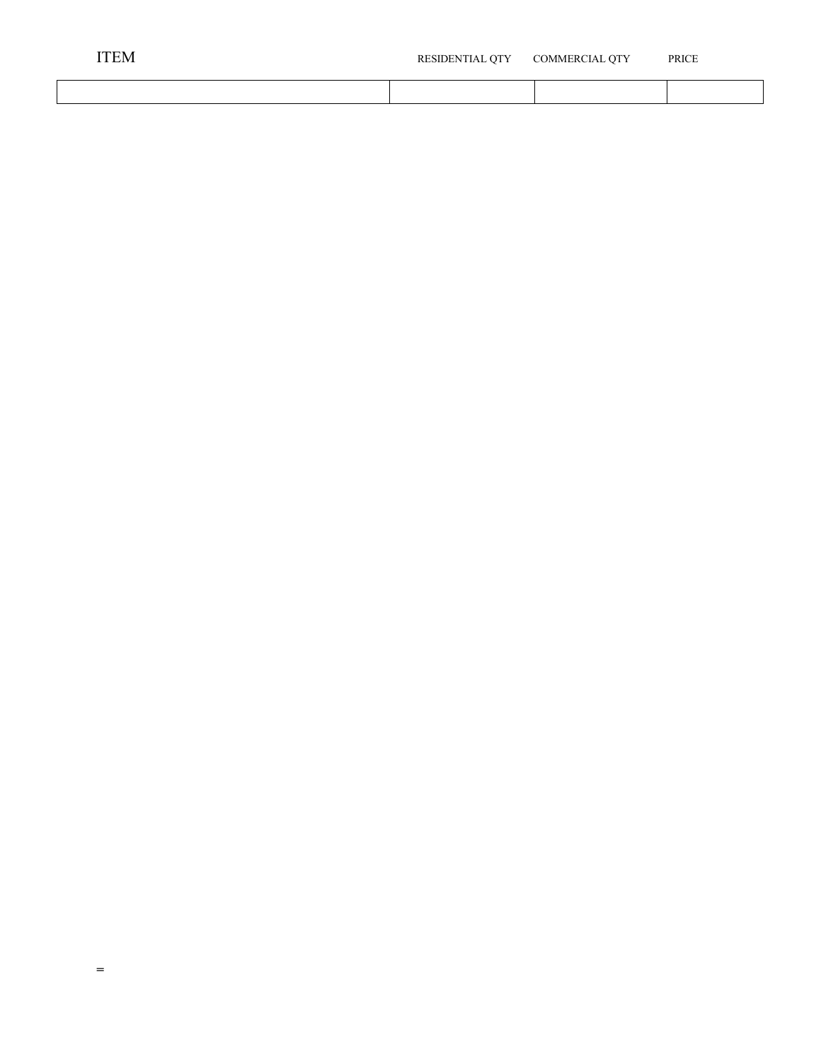| ITEM | RESIDENTIAL QTY | COMMERCIAL QTY | PRICE |
| --- | --- | --- | --- |
| | | | |

=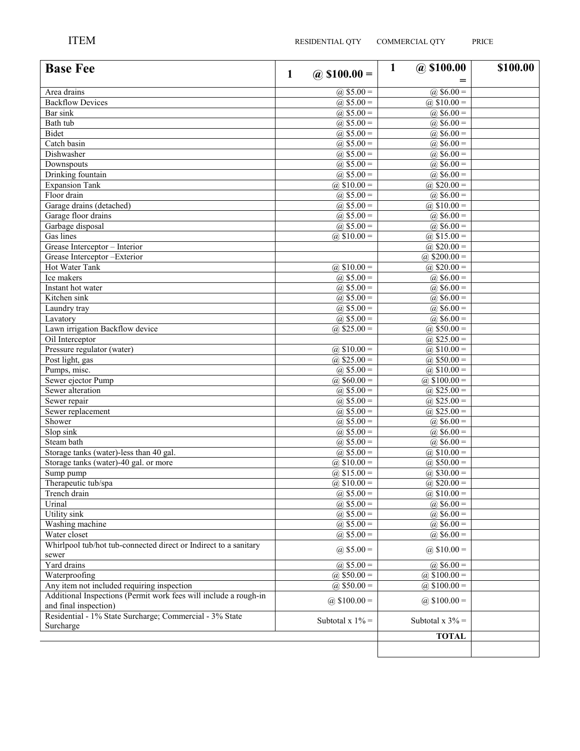| ITEM | RESIDENTIAL QTY | COMMERCIAL QTY | PRICE |
|---|---|---|---|
| **Base Fee** | **1 @ $100.00 =** | **1 @ $100.00 =** | **$100.00** |
| Area drains | @ $5.00 = | @ $6.00 = | |
| Backflow Devices | @ $5.00 = | @ $10.00 = | |
| Bar sink | @ $5.00 = | @ $6.00 = | |
| Bath tub | @ $5.00 = | @ $6.00 = | |
| Bidet | @ $5.00 = | @ $6.00 = | |
| Catch basin | @ $5.00 = | @ $6.00 = | |
| Dishwasher | @ $5.00 = | @ $6.00 = | |
| Downspouts | @ $5.00 = | @ $6.00 = | |
| Drinking fountain | @ $5.00 = | @ $6.00 = | |
| Expansion Tank | @ $10.00 = | @ $20.00 = | |
| Floor drain | @ $5.00 = | @ $6.00 = | |
| Garage drains (detached) | @ $5.00 = | @ $10.00 = | |
| Garage floor drains | @ $5.00 = | @ $6.00 = | |
| Garbage disposal | @ $5.00 = | @ $6.00 = | |
| Gas lines | @ $10.00 = | @ $15.00 = | |
| Grease Interceptor – Interior | | @ $20.00 = | |
| Grease Interceptor –Exterior | | @ $200.00 = | |
| Hot Water Tank | @ $10.00 = | @ $20.00 = | |
| Ice makers | @ $5.00 = | @ $6.00 = | |
| Instant hot water | @ $5.00 = | @ $6.00 = | |
| Kitchen sink | @ $5.00 = | @ $6.00 = | |
| Laundry tray | @ $5.00 = | @ $6.00 = | |
| Lavatory | @ $5.00 = | @ $6.00 = | |
| Lawn irrigation Backflow device | @ $25.00 = | @ $50.00 = | |
| Oil Interceptor | | @ $25.00 = | |
| Pressure regulator (water) | @ $10.00 = | @ $10.00 = | |
| Post light, gas | @ $25.00 = | @ $50.00 = | |
| Pumps, misc. | @ $5.00 = | @ $10.00 = | |
| Sewer ejector Pump | @ $60.00 = | @ $100.00 = | |
| Sewer alteration | @ $5.00 = | @ $25.00 = | |
| Sewer repair | @ $5.00 = | @ $25.00 = | |
| Sewer replacement | @ $5.00 = | @ $25.00 = | |
| Shower | @ $5.00 = | @ $6.00 = | |
| Slop sink | @ $5.00 = | @ $6.00 = | |
| Steam bath | @ $5.00 = | @ $6.00 = | |
| Storage tanks (water)-less than 40 gal. | @ $5.00 = | @ $10.00 = | |
| Storage tanks (water)-40 gal. or more | @ $10.00 = | @ $50.00 = | |
| Sump pump | @ $15.00 = | @ $30.00 = | |
| Therapeutic tub/spa | @ $10.00 = | @ $20.00 = | |
| Trench drain | @ $5.00 = | @ $10.00 = | |
| Urinal | @ $5.00 = | @ $6.00 = | |
| Utility sink | @ $5.00 = | @ $6.00 = | |
| Washing machine | @ $5.00 = | @ $6.00 = | |
| Water closet | @ $5.00 = | @ $6.00 = | |
| Whirlpool tub/hot tub-connected direct or Indirect to a sanitary sewer | @ $5.00 = | @ $10.00 = | |
| Yard drains | @ $5.00 = | @ $6.00 = | |
| Waterproofing | @ $50.00 = | @ $100.00 = | |
| Any item not included requiring inspection | @ $50.00 = | @ $100.00 = | |
| Additional Inspections (Permit work fees will include a rough-in and final inspection) | @ $100.00 = | @ $100.00 = | |
| Residential - 1% State Surcharge; Commercial - 3% State Surcharge | Subtotal x 1% = | Subtotal x 3% = | |
| | | **TOTAL** | |
| | | | |